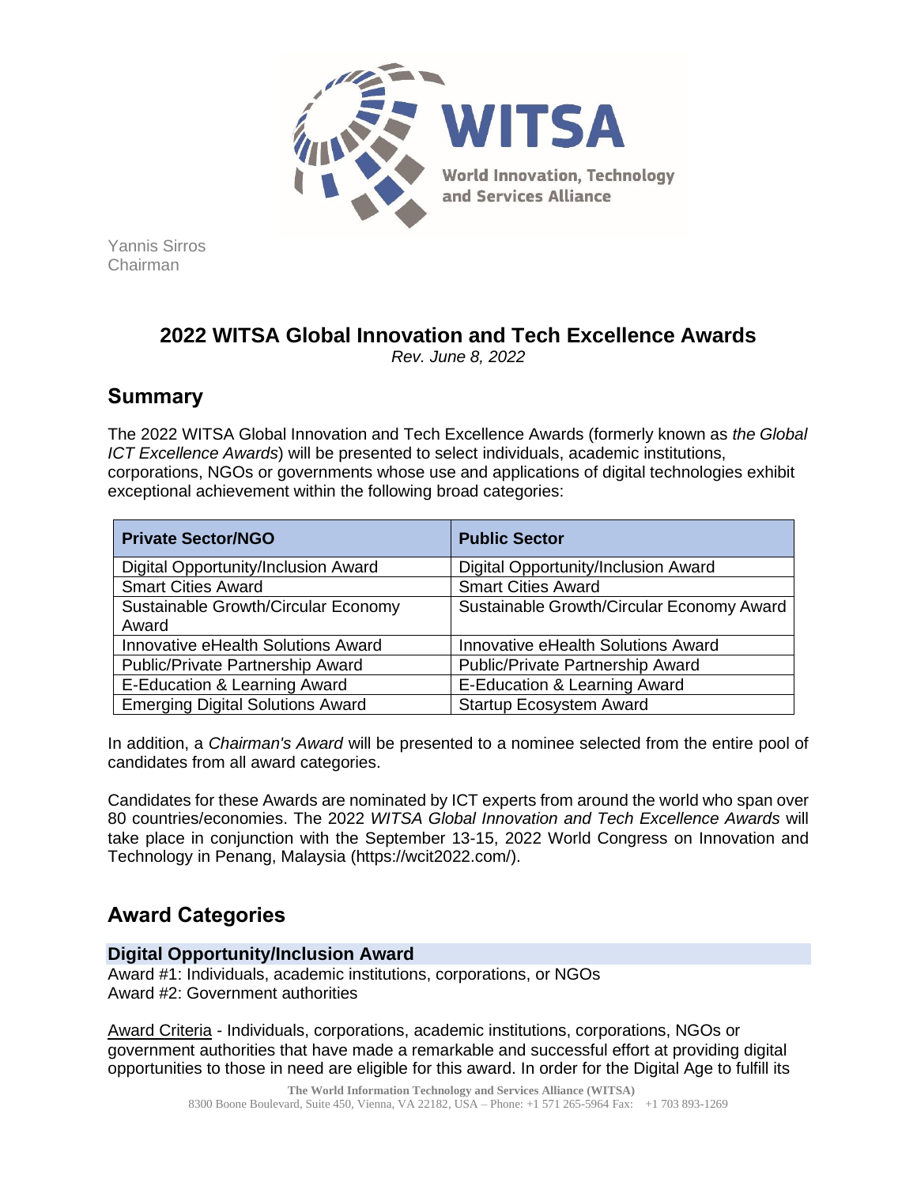WITSA

World Innovation, Technology and Services Alliance

Yannis Sirros
Chairman

# 2022 WITSA Global Innovation and Tech Excellence Awards

*Rev. June 8, 2022*

## Summary

The 2022 WITSA Global Innovation and Tech Excellence Awards (formerly known as *the Global ICT Excellence Awards*) will be presented to select individuals, academic institutions, corporations, NGOs or governments whose use and applications of digital technologies exhibit exceptional achievement within the following broad categories:

| Private Sector/NGO | Public Sector |
| --- | --- |
| Digital Opportunity/Inclusion Award | Digital Opportunity/Inclusion Award |
| Smart Cities Award | Smart Cities Award |
| Sustainable Growth/Circular Economy Award | Sustainable Growth/Circular Economy Award |
| Innovative eHealth Solutions Award | Innovative eHealth Solutions Award |
| Public/Private Partnership Award | Public/Private Partnership Award |
| E-Education & Learning Award | E-Education & Learning Award |
| Emerging Digital Solutions Award | Startup Ecosystem Award |

In addition, a *Chairman's Award* will be presented to a nominee selected from the entire pool of candidates from all award categories.

Candidates for these Awards are nominated by ICT experts from around the world who span over 80 countries/economies. The 2022 *WITSA Global Innovation and Tech Excellence Awards* will take place in conjunction with the September 13-15, 2022 World Congress on Innovation and Technology in Penang, Malaysia (https://wcit2022.com/).

## Award Categories

### Digital Opportunity/Inclusion Award

Award #1: Individuals, academic institutions, corporations, or NGOs
Award #2: Government authorities

Award Criteria - Individuals, corporations, academic institutions, corporations, NGOs or government authorities that have made a remarkable and successful effort at providing digital opportunities to those in need are eligible for this award. In order for the Digital Age to fulfill its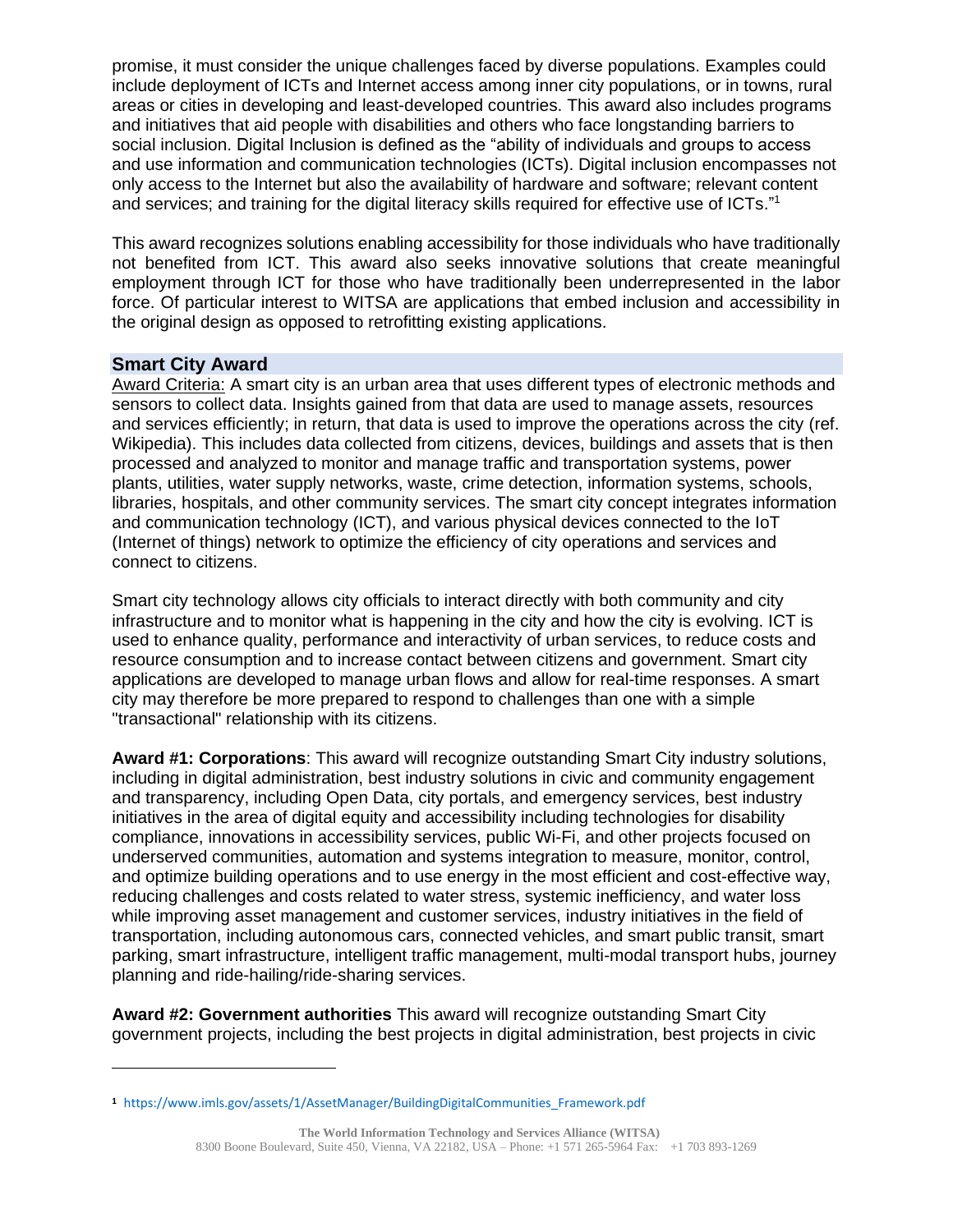promise, it must consider the unique challenges faced by diverse populations. Examples could include deployment of ICTs and Internet access among inner city populations, or in towns, rural areas or cities in developing and least-developed countries. This award also includes programs and initiatives that aid people with disabilities and others who face longstanding barriers to social inclusion. Digital Inclusion is defined as the "ability of individuals and groups to access and use information and communication technologies (ICTs). Digital inclusion encompasses not only access to the Internet but also the availability of hardware and software; relevant content and services; and training for the digital literacy skills required for effective use of ICTs."[1]

This award recognizes solutions enabling accessibility for those individuals who have traditionally not benefited from ICT. This award also seeks innovative solutions that create meaningful employment through ICT for those who have traditionally been underrepresented in the labor force. Of particular interest to WITSA are applications that embed inclusion and accessibility in the original design as opposed to retrofitting existing applications.

## Smart City Award

Award Criteria: A smart city is an urban area that uses different types of electronic methods and sensors to collect data. Insights gained from that data are used to manage assets, resources and services efficiently; in return, that data is used to improve the operations across the city (ref. Wikipedia). This includes data collected from citizens, devices, buildings and assets that is then processed and analyzed to monitor and manage traffic and transportation systems, power plants, utilities, water supply networks, waste, crime detection, information systems, schools, libraries, hospitals, and other community services. The smart city concept integrates information and communication technology (ICT), and various physical devices connected to the IoT (Internet of things) network to optimize the efficiency of city operations and services and connect to citizens.

Smart city technology allows city officials to interact directly with both community and city infrastructure and to monitor what is happening in the city and how the city is evolving. ICT is used to enhance quality, performance and interactivity of urban services, to reduce costs and resource consumption and to increase contact between citizens and government. Smart city applications are developed to manage urban flows and allow for real-time responses. A smart city may therefore be more prepared to respond to challenges than one with a simple "transactional" relationship with its citizens.

**Award #1: Corporations**: This award will recognize outstanding Smart City industry solutions, including in digital administration, best industry solutions in civic and community engagement and transparency, including Open Data, city portals, and emergency services, best industry initiatives in the area of digital equity and accessibility including technologies for disability compliance, innovations in accessibility services, public Wi-Fi, and other projects focused on underserved communities, automation and systems integration to measure, monitor, control, and optimize building operations and to use energy in the most efficient and cost-effective way, reducing challenges and costs related to water stress, systemic inefficiency, and water loss while improving asset management and customer services, industry initiatives in the field of transportation, including autonomous cars, connected vehicles, and smart public transit, smart parking, smart infrastructure, intelligent traffic management, multi-modal transport hubs, journey planning and ride-hailing/ride-sharing services.

**Award #2: Government authorities** This award will recognize outstanding Smart City government projects, including the best projects in digital administration, best projects in civic

[1] https://www.imls.gov/assets/1/AssetManager/BuildingDigitalCommunities_Framework.pdf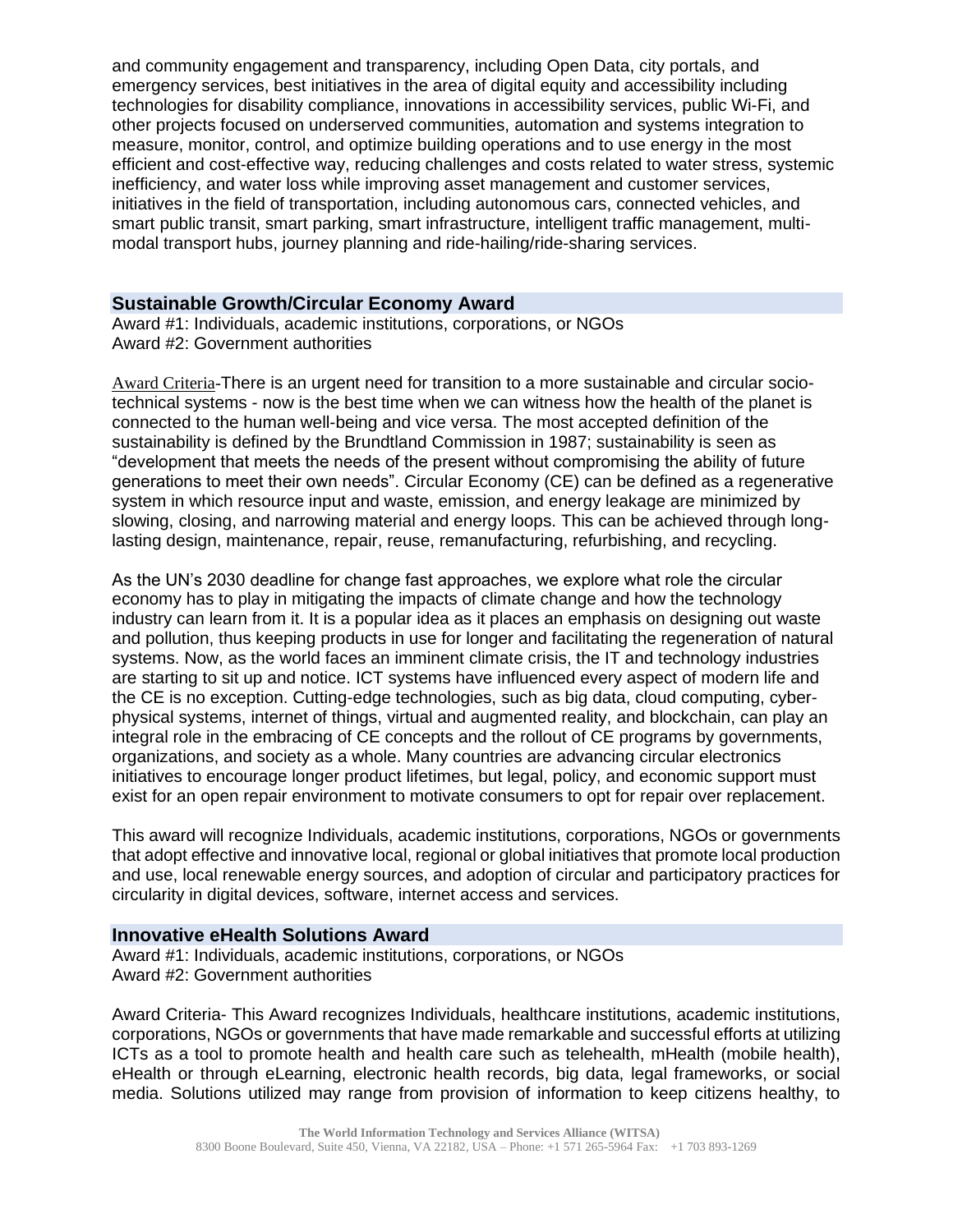and community engagement and transparency, including Open Data, city portals, and emergency services, best initiatives in the area of digital equity and accessibility including technologies for disability compliance, innovations in accessibility services, public Wi-Fi, and other projects focused on underserved communities, automation and systems integration to measure, monitor, control, and optimize building operations and to use energy in the most efficient and cost-effective way, reducing challenges and costs related to water stress, systemic inefficiency, and water loss while improving asset management and customer services, initiatives in the field of transportation, including autonomous cars, connected vehicles, and smart public transit, smart parking, smart infrastructure, intelligent traffic management, multi-modal transport hubs, journey planning and ride-hailing/ride-sharing services.

## Sustainable Growth/Circular Economy Award

Award #1: Individuals, academic institutions, corporations, or NGOs
Award #2: Government authorities

Award Criteria-There is an urgent need for transition to a more sustainable and circular socio-technical systems - now is the best time when we can witness how the health of the planet is connected to the human well-being and vice verssa. The most accepted definition of the sustainability is defined by the Brundtland Commission in 1987; sustainability is seen as "development that meets the needs of the present without compromising the ability of future generations to meet their own needs". Circular Economy (CE) can be defined as a regenerative system in which resource input and waste, emission, and energy leakage are minimized by slowing, closing, and narrowing material and energy loops. This can be achieved through long-lasting design, maintenance, repair, reuse, remanufacturing, refurbishing, and recycling.

As the UN's 2030 deadline for change fast approaches, we explore what role the circular economy has to play in mitigating the impacts of climate change and how the technology industry can learn from it. It is a popular idea as it places an emphasis on designing out waste and pollution, thus keeping products in use for longer and facilitating the regeneration of natural systems. Now, as the world faces an imminent climate crisis, the IT and technology industries are starting to sit up and notice. ICT systems have influenced every aspect of modern life and the CE is no exception. Cutting-edge technologies, such as big data, cloud computing, cyber-physical systems, internet of things, virtual and augmented reality, and blockchain, can play an integral role in the embracing of CE concepts and the rollout of CE programs by governments, organizations, and society as a whole. Many countries are advancing circular electronics initiatives to encourage longer product lifetimes, but legal, policy, and economic support must exist for an open repair environment to motivate consumers to opt for repair over replacement.

This award will recognize Individuals, academic institutions, corporations, NGOs or governments that adopt effective and innovative local, regional or global initiatives that promote local production and use, local renewable energy sources, and adoption of circular and participatory practices for circularity in digital devices, software, internet access and services.

## Innovative eHealth Solutions Award

Award #1: Individuals, academic institutions, corporations, or NGOs
Award #2: Government authorities

Award Criteria- This Award recognizes Individuals, healthcare institutions, academic institutions, corporations, NGOs or governments that have made remarkable and successful efforts at utilizing ICTs as a tool to promote health and health care such as telehealth, mHealth (mobile health), eHealth or through eLearning, electronic health records, big data, legal frameworks, or social media. Solutions utilized may range from provision of information to keep citizens healthy, to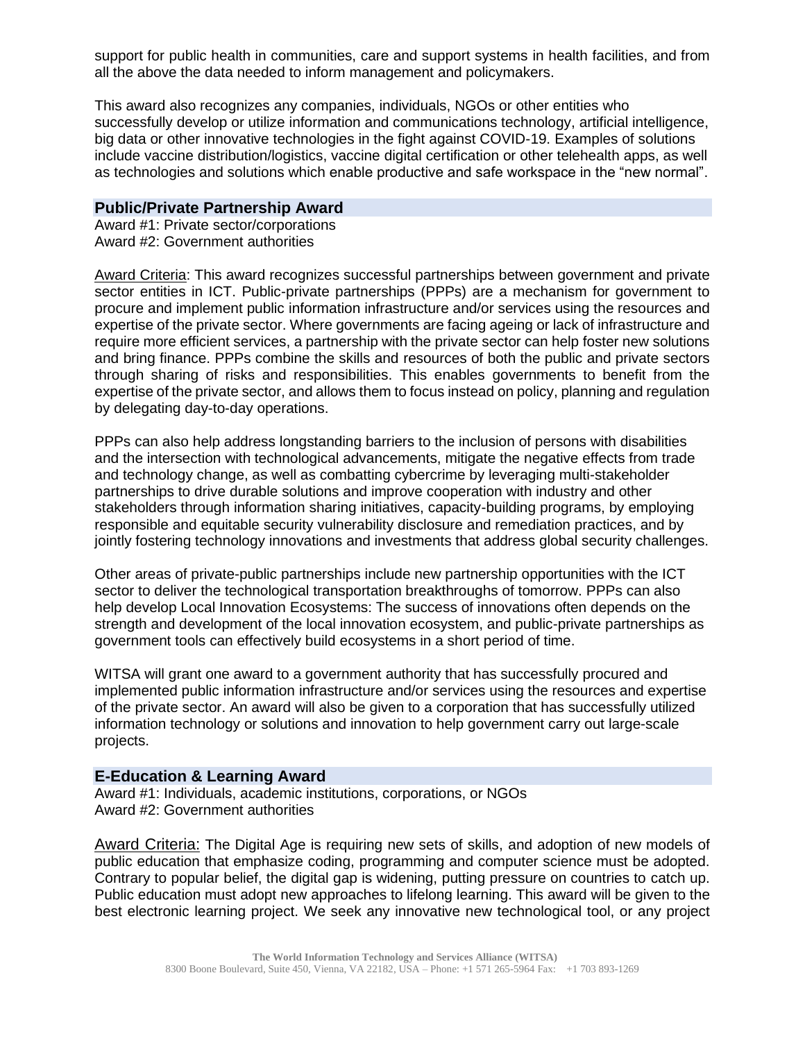support for public health in communities, care and support systems in health facilities, and from all the above the data needed to inform management and policymakers.

This award also recognizes any companies, individuals, NGOs or other entities who successfully develop or utilize information and communications technology, artificial intelligence, big data or other innovative technologies in the fight against COVID-19. Examples of solutions include vaccine distribution/logistics, vaccine digital certification or other telehealth apps, as well as technologies and solutions which enable productive and safe workspace in the "new normal".

## Public/Private Partnership Award

Award #1: Private sector/corporations
Award #2: Government authorities

Award Criteria: This award recognizes successful partnerships between government and private sector entities in ICT. Public-private partnerships (PPPs) are a mechanism for government to procure and implement public information infrastructure and/or services using the resources and expertise of the private sector. Where governments are facing ageing or lack of infrastructure and require more efficient services, a partnership with the private sector can help foster new solutions and bring finance. PPPs combine the skills and resources of both the public and private sectors through sharing of risks and responsibilities. This enables governments to benefit from the expertise of the private sector, and allows them to focus instead on policy, planning and regulation by delegating day-to-day operations.

PPPs can also help address longstanding barriers to the inclusion of persons with disabilities and the intersection with technological advancements, mitigate the negative effects from trade and technology change, as well as combatting cybercrime by leveraging multi-stakeholder partnerships to drive durable solutions and improve cooperation with industry and other stakeholders through information sharing initiatives, capacity-building programs, by employing responsible and equitable security vulnerability disclosure and remediation practices, and by jointly fostering technology innovations and investments that address global security challenges.

Other areas of private-public partnerships include new partnership opportunities with the ICT sector to deliver the technological transportation breakthroughs of tomorrow. PPPs can also help develop Local Innovation Ecosystems: The success of innovations often depends on the strength and development of the local innovation ecosystem, and public-private partnerships as government tools can effectively build ecosystems in a short period of time.

WITSA will grant one award to a government authority that has successfully procured and implemented public information infrastructure and/or services using the resources and expertise of the private sector. An award will also be given to a corporation that has successfully utilized information technology or solutions and innovation to help government carry out large-scale projects.

## E-Education & Learning Award

Award #1: Individuals, academic institutions, corporations, or NGOs
Award #2: Government authorities

Award Criteria: The Digital Age is requiring new sets of skills, and adoption of new models of public education that emphasize coding, programming and computer science must be adopted. Contrary to popular belief, the digital gap is widening, putting pressure on countries to catch up. Public education must adopt new approaches to lifelong learning. This award will be given to the best electronic learning project. We seek any innovative new technological tool, or any project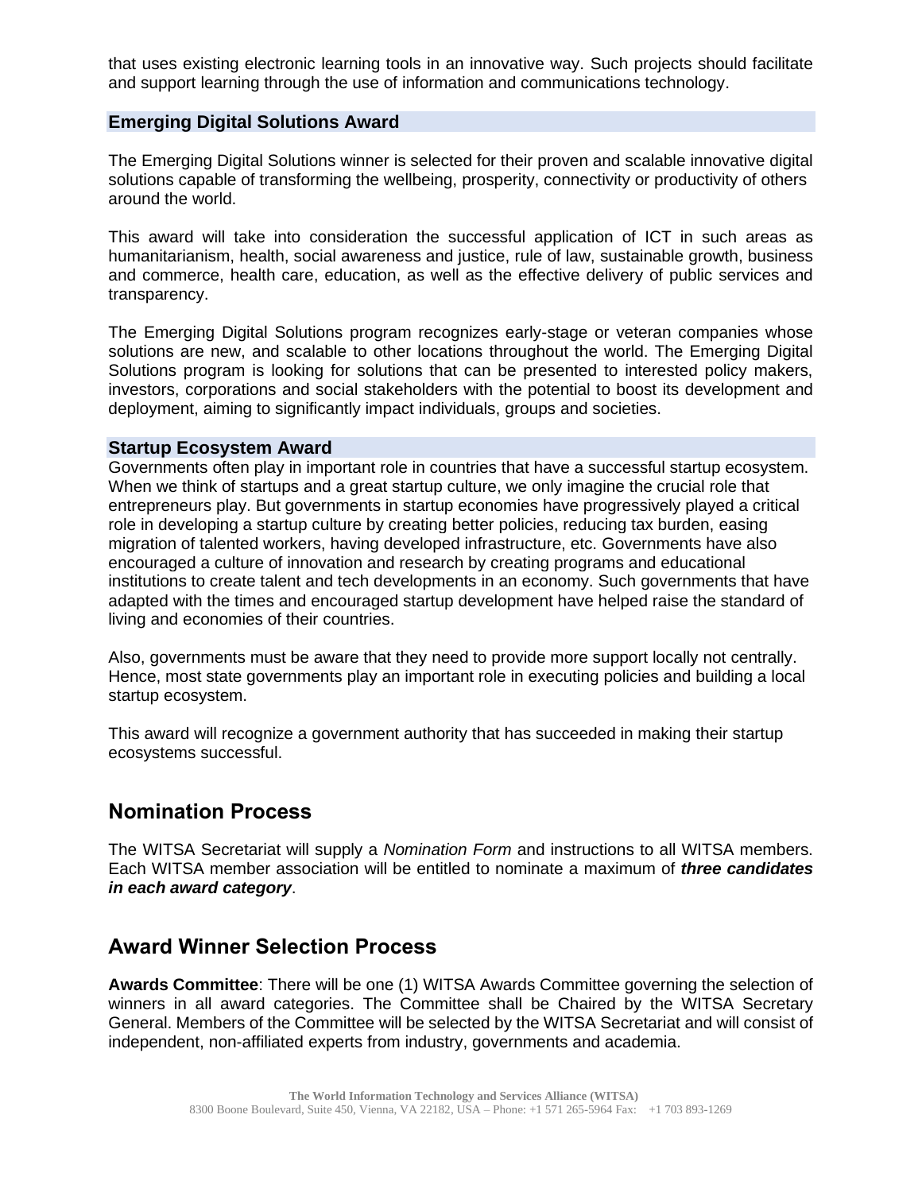that uses existing electronic learning tools in an innovative way. Such projects should facilitate and support learning through the use of information and communications technology.

### Emerging Digital Solutions Award

The Emerging Digital Solutions winner is selected for their proven and scalable innovative digital solutions capable of transforming the wellbeing, prosperity, connectivity or productivity of others around the world.

This award will take into consideration the successful application of ICT in such areas as humanitarianism, health, social awareness and justice, rule of law, sustainable growth, business and commerce, health care, education, as well as the effective delivery of public services and transparency.

The Emerging Digital Solutions program recognizes early-stage or veteran companies whose solutions are new, and scalable to other locations throughout the world. The Emerging Digital Solutions program is looking for solutions that can be presented to interested policy makers, investors, corporations and social stakeholders with the potential to boost its development and deployment, aiming to significantly impact individuals, groups and societies.

### Startup Ecosystem Award

Governments often play in important role in countries that have a successful startup ecosystem. When we think of startups and a great startup culture, we only imagine the crucial role that entrepreneurs play. But governments in startup economies have progressively played a critical role in developing a startup culture by creating better policies, reducing tax burden, easing migration of talented workers, having developed infrastructure, etc. Governments have also encouraged a culture of innovation and research by creating programs and educational institutions to create talent and tech developments in an economy. Such governments that have adapted with the times and encouraged startup development have helped raise the standard of living and economies of their countries.

Also, governments must be aware that they need to provide more support locally not centrally. Hence, most state governments play an important role in executing policies and building a local startup ecosystem.

This award will recognize a government authority that has succeeded in making their startup ecosystems successful.

## Nomination Process

The WITSA Secretariat will supply a *Nomination Form* and instructions to all WITSA members. Each WITSA member association will be entitled to nominate a maximum of ***three candidates in each award category***.

## Award Winner Selection Process

**Awards Committee**: There will be one (1) WITSA Awards Committee governing the selection of winners in all award categories. The Committee shall be Chaired by the WITSA Secretary General. Members of the Committee will be selected by the WITSA Secretariat and will consist of independent, non-affiliated experts from industry, governments and academia.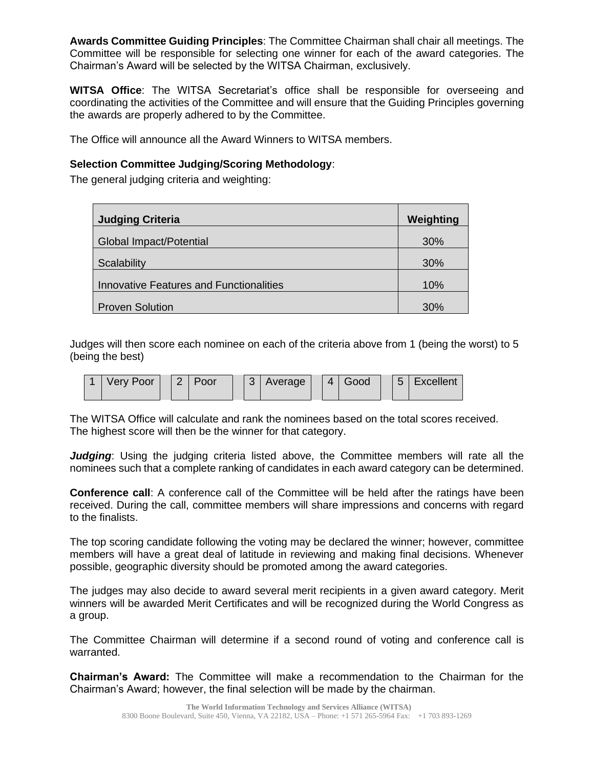**Awards Committee Guiding Principles**: The Committee Chairman shall chair all meetings. The Committee will be responsible for selecting one winner for each of the award categories. The Chairman's Award will be selected by the WITSA Chairman, exclusively.

**WITSA Office**: The WITSA Secretariat's office shall be responsible for overseeing and coordinating the activities of the Committee and will ensure that the Guiding Principles governing the awards are properly adhered to by the Committee.

The Office will announce all the Award Winners to WITSA members.

**Selection Committee Judging/Scoring Methodology**:

The general judging criteria and weighting:

| Judging Criteria | Weighting |
|---|---|
| Global Impact/Potential | 30% |
| Scalability | 30% |
| Innovative Features and Functionalities | 10% |
| Proven Solution | 30% |

Judges will then score each nominee on each of the criteria above from 1 (being the worst) to 5 (being the best)

| 1 | Very Poor | 2 | Poor | 3 | Average | 4 | Good | 5 | Excellent |
|---|---|---|---|---|---|---|---|---|---|

The WITSA Office will calculate and rank the nominees based on the total scores received.
The highest score will then be the winner for that category.

***Judging***: Using the judging criteria listed above, the Committee members will rate all the nominees such that a complete ranking of candidates in each award category can be determined.

**Conference call**: A conference call of the Committee will be held after the ratings have been received. During the call, committee members will share impressions and concerns with regard to the finalists.

The top scoring candidate following the voting may be declared the winner; however, committee members will have a great deal of latitude in reviewing and making final decisions. Whenever possible, geographic diversity should be promoted among the award categories.

The judges may also decide to award several merit recipients in a given award category. Merit winners will be awarded Merit Certificates and will be recognized during the World Congress as a group.

The Committee Chairman will determine if a second round of voting and conference call is warranted.

**Chairman's Award:** The Committee will make a recommendation to the Chairman for the Chairman's Award; however, the final selection will be made by the chairman.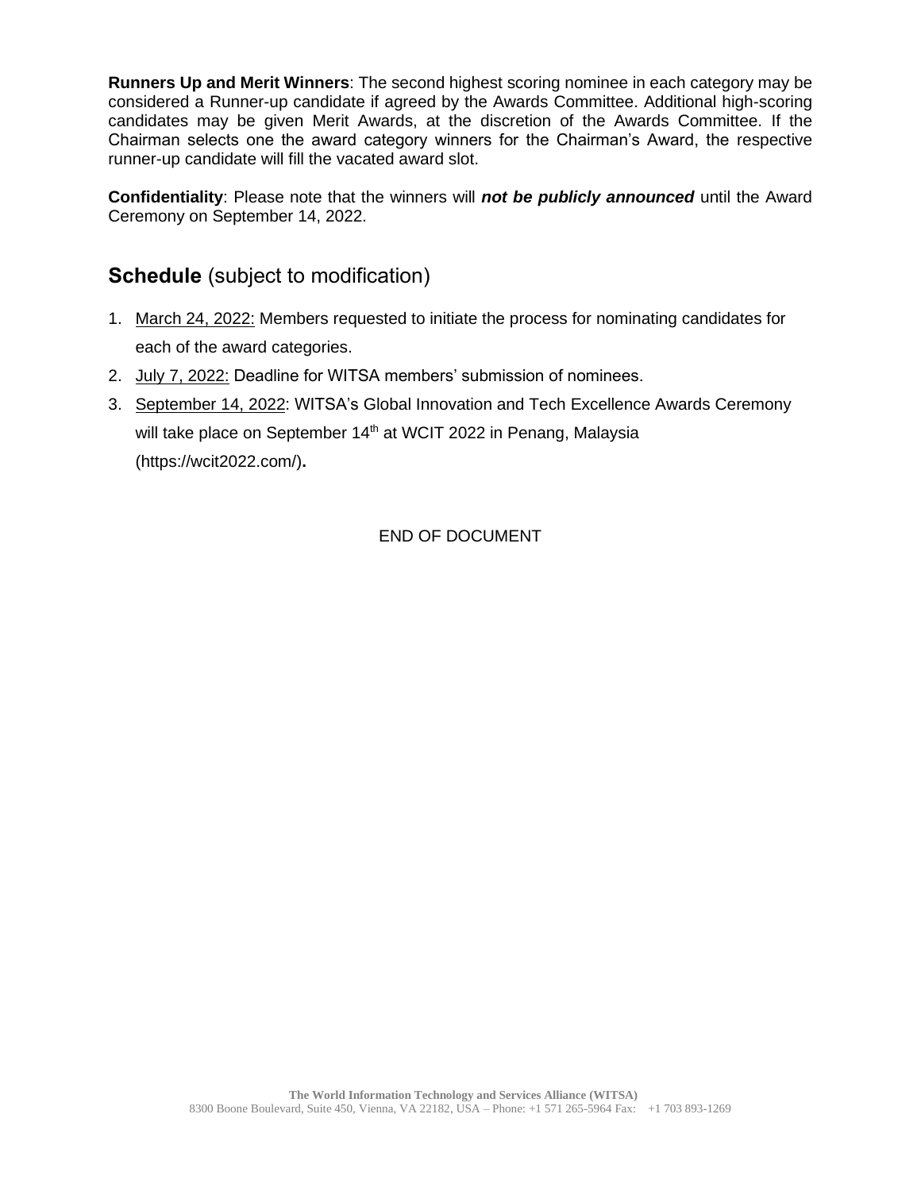**Runners Up and Merit Winners**: The second highest scoring nominee in each category may be considered a Runner-up candidate if agreed by the Awards Committee. Additional high-scoring candidates may be given Merit Awards, at the discretion of the Awards Committee. If the Chairman selects one the award category winners for the Chairman's Award, the respective runner-up candidate will fill the vacated award slot.

**Confidentiality**: Please note that the winners will ***not be publicly announced*** until the Award Ceremony on September 14, 2022.

## **Schedule** (subject to modification)

1. <u>March 24, 2022:</u> Members requested to initiate the process for nominating candidates for each of the award categories.
2. <u>July 7, 2022:</u> Deadline for WITSA members' submission of nominees.
3. <u>September 14, 2022</u>: WITSA's Global Innovation and Tech Excellence Awards Ceremony will take place on September 14th at WCIT 2022 in Penang, Malaysia (https://wcit2022.com/)**.**

END OF DOCUMENT